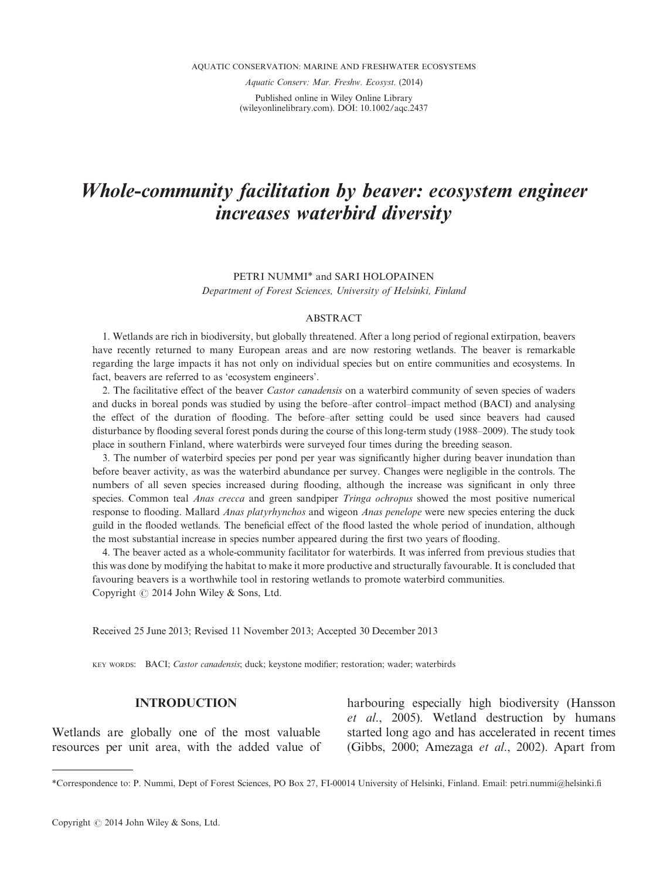AQUATIC CONSERVATION: MARINE AND FRESHWATER ECOSYSTEMS

*Aquatic Conserv: Mar. Freshw. Ecosyst.* (2014)

Published online in Wiley Online Library (wileyonlinelibrary.com). DOI: 10.1002/aqc.2437

# *Whole-community facilitation by beaver: ecosystem engineer increases waterbird diversity*

PETRI NUMMI* and SARI HOLOPAINEN

*Department of Forest Sciences, University of Helsinki, Finland*

## ABSTRACT

1. Wetlands are rich in biodiversity, but globally threatened. After a long period of regional extirpation, beavers have recently returned to many European areas and are now restoring wetlands. The beaver is remarkable regarding the large impacts it has not only on individual species but on entire communities and ecosystems. In fact, beavers are referred to as 'ecosystem engineers'.

2. The facilitative effect of the beaver *Castor canadensis* on a waterbird community of seven species of waders and ducks in boreal ponds was studied by using the before–after control–impact method (BACI) and analysing the effect of the duration of flooding. The before–after setting could be used since beavers had caused disturbance by flooding several forest ponds during the course of this long-term study (1988–2009). The study took place in southern Finland, where waterbirds were surveyed four times during the breeding season.

3. The number of waterbird species per pond per year was significantly higher during beaver inundation than before beaver activity, as was the waterbird abundance per survey. Changes were negligible in the controls. The numbers of all seven species increased during flooding, although the increase was significant in only three species. Common teal *Anas crecca* and green sandpiper *Tringa ochropus* showed the most positive numerical response to flooding. Mallard *Anas platyrhynchos* and wigeon *Anas penelope* were new species entering the duck guild in the flooded wetlands. The beneficial effect of the flood lasted the whole period of inundation, although the most substantial increase in species number appeared during the first two years of flooding.

4. The beaver acted as a whole-community facilitator for waterbirds. It was inferred from previous studies that this was done by modifying the habitat to make it more productive and structurally favourable. It is concluded that favouring beavers is a worthwhile tool in restoring wetlands to promote waterbird communities.

Copyright © 2014 John Wiley & Sons, Ltd.

Received 25 June 2013; Revised 11 November 2013; Accepted 30 December 2013

KEY WORDS: BACI; *Castor canadensis*; duck; keystone modifier; restoration; wader; waterbirds

## INTRODUCTION

Wetlands are globally one of the most valuable resources per unit area, with the added value of harbouring especially high biodiversity (Hansson *et al.*, 2005). Wetland destruction by humans started long ago and has accelerated in recent times (Gibbs, 2000; Amezaga *et al.*, 2002). Apart from

*Correspondence to: P. Nummi, Dept of Forest Sciences, PO Box 27, FI-00014 University of Helsinki, Finland. Email: petri.nummi@helsinki.fi

Copyright © 2014 John Wiley & Sons, Ltd.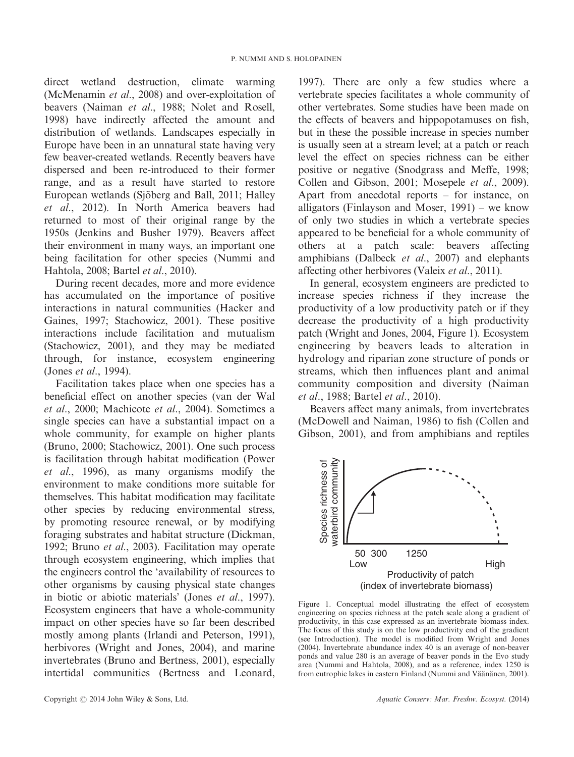direct wetland destruction, climate warming (McMenamin *et al*., 2008) and over-exploitation of beavers (Naiman *et al*., 1988; Nolet and Rosell, 1998) have indirectly affected the amount and distribution of wetlands. Landscapes especially in Europe have been in an unnatural state having very few beaver-created wetlands. Recently beavers have dispersed and been re-introduced to their former range, and as a result have started to restore European wetlands (Sjöberg and Ball, 2011; Halley *et al*., 2012). In North America beavers had returned to most of their original range by the 1950s (Jenkins and Busher 1979). Beavers affect their environment in many ways, an important one being facilitation for other species (Nummi and Hahtola, 2008; Bartel *et al*., 2010).

During recent decades, more and more evidence has accumulated on the importance of positive interactions in natural communities (Hacker and Gaines, 1997; Stachowicz, 2001). These positive interactions include facilitation and mutualism (Stachowicz, 2001), and they may be mediated through, for instance, ecosystem engineering (Jones *et al*., 1994).

Facilitation takes place when one species has a beneficial effect on another species (van der Wal *et al*., 2000; Machicote *et al*., 2004). Sometimes a single species can have a substantial impact on a whole community, for example on higher plants (Bruno, 2000; Stachowicz, 2001). One such process is facilitation through habitat modification (Power *et al*., 1996), as many organisms modify the environment to make conditions more suitable for themselves. This habitat modification may facilitate other species by reducing environmental stress, by promoting resource renewal, or by modifying foraging substrates and habitat structure (Dickman, 1992; Bruno *et al*., 2003). Facilitation may operate through ecosystem engineering, which implies that the engineers control the 'availability of resources to other organisms by causing physical state changes in biotic or abiotic materials' (Jones *et al*., 1997). Ecosystem engineers that have a whole-community impact on other species have so far been described mostly among plants (Irlandi and Peterson, 1991), herbivores (Wright and Jones, 2004), and marine invertebrates (Bruno and Bertness, 2001), especially intertidal communities (Bertness and Leonard, 1997). There are only a few studies where a vertebrate species facilitates a whole community of other vertebrates. Some studies have been made on the effects of beavers and hippopotamuses on fish, but in these the possible increase in species number is usually seen at a stream level; at a patch or reach level the effect on species richness can be either positive or negative (Snodgrass and Meffe, 1998; Collen and Gibson, 2001; Mosepele *et al*., 2009). Apart from anecdotal reports – for instance, on alligators (Finlayson and Moser, 1991) – we know of only two studies in which a vertebrate species appeared to be beneficial for a whole community of others at a patch scale: beavers affecting amphibians (Dalbeck *et al*., 2007) and elephants affecting other herbivores (Valeix *et al*., 2011).

In general, ecosystem engineers are predicted to increase species richness if they increase the productivity of a low productivity patch or if they decrease the productivity of a high productivity patch (Wright and Jones, 2004, Figure 1). Ecosystem engineering by beavers leads to alteration in hydrology and riparian zone structure of ponds or streams, which then influences plant and animal community composition and diversity (Naiman *et al*., 1988; Bartel *et al*., 2010).

Beavers affect many animals, from invertebrates (McDowell and Naiman, 1986) to fish (Collen and Gibson, 2001), and from amphibians and reptiles

Figure 1. Conceptual model illustrating the effect of ecosystem engineering on species richness at the patch scale along a gradient of productivity, in this case expressed as an invertebrate biomass index. The focus of this study is on the low productivity end of the gradient (see Introduction). The model is modified from Wright and Jones (2004). Invertebrate abundance index 40 is an average of non-beaver ponds and value 280 is an average of beaver ponds in the Evo study area (Nummi and Hahtola, 2008), and as a reference, index 1250 is from eutrophic lakes in eastern Finland (Nummi and Väänänen, 2001).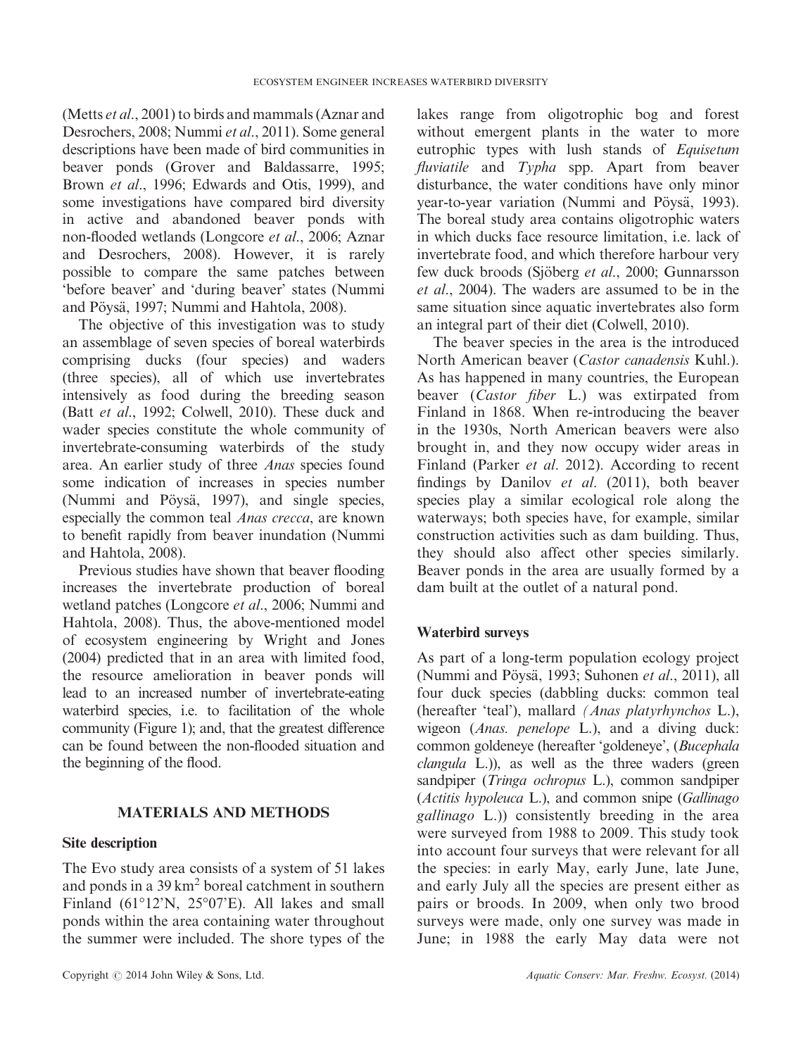(Metts *et al.*, 2001) to birds and mammals (Aznar and Desrochers, 2008; Nummi *et al.*, 2011). Some general descriptions have been made of bird communities in beaver ponds (Grover and Baldassarre, 1995; Brown *et al.*, 1996; Edwards and Otis, 1999), and some investigations have compared bird diversity in active and abandoned beaver ponds with non-flooded wetlands (Longcore *et al.*, 2006; Aznar and Desrochers, 2008). However, it is rarely possible to compare the same patches between 'before beaver' and 'during beaver' states (Nummi and Pöysä, 1997; Nummi and Hahtola, 2008).

The objective of this investigation was to study an assemblage of seven species of boreal waterbirds comprising ducks (four species) and waders (three species), all of which use invertebrates intensively as food during the breeding season (Batt *et al.*, 1992; Colwell, 2010). These duck and wader species constitute the whole community of invertebrate-consuming waterbirds of the study area. An earlier study of three *Anas* species found some indication of increases in species number (Nummi and Pöysä, 1997), and single species, especially the common teal *Anas crecca*, are known to benefit rapidly from beaver inundation (Nummi and Hahtola, 2008).

Previous studies have shown that beaver flooding increases the invertebrate production of boreal wetland patches (Longcore *et al.*, 2006; Nummi and Hahtola, 2008). Thus, the above-mentioned model of ecosystem engineering by Wright and Jones (2004) predicted that in an area with limited food, the resource amelioration in beaver ponds will lead to an increased number of invertebrate-eating waterbird species, i.e. to facilitation of the whole community (Figure 1); and, that the greatest difference can be found between the non-flooded situation and the beginning of the flood.

## MATERIALS AND METHODS

### Site description

The Evo study area consists of a system of 51 lakes and ponds in a 39 km$^2$ boreal catchment in southern Finland (61°12'N, 25°07'E). All lakes and small ponds within the area containing water throughout the summer were included. The shore types of the lakes range from oligotrophic bog and forest without emergent plants in the water to more eutrophic types with lush stands of *Equisetum fluviatile* and *Typha* spp. Apart from beaver disturbance, the water conditions have only minor year-to-year variation (Nummi and Pöysä, 1993). The boreal study area contains oligotrophic waters in which ducks face resource limitation, i.e. lack of invertebrate food, and which therefore harbour very few duck broods (Sjöberg *et al.*, 2000; Gunnarsson *et al.*, 2004). The waders are assumed to be in the same situation since aquatic invertebrates also form an integral part of their diet (Colwell, 2010).

The beaver species in the area is the introduced North American beaver (*Castor canadensis* Kuhl.). As has happened in many countries, the European beaver (*Castor fiber* L.) was extirpated from Finland in 1868. When re-introducing the beaver in the 1930s, North American beavers were also brought in, and they now occupy wider areas in Finland (Parker *et al*. 2012). According to recent findings by Danilov *et al*. (2011), both beaver species play a similar ecological role along the waterways; both species have, for example, similar construction activities such as dam building. Thus, they should also affect other species similarly. Beaver ponds in the area are usually formed by a dam built at the outlet of a natural pond.

### Waterbird surveys

As part of a long-term population ecology project (Nummi and Pöysä, 1993; Suhonen *et al.*, 2011), all four duck species (dabbling ducks: common teal (hereafter 'teal'), mallard *(Anas platyrhynchos* L.), wigeon (*Anas. penelope* L.), and a diving duck: common goldeneye (hereafter 'goldeneye', (*Bucephala clangula* L.)), as well as the three waders (green sandpiper (*Tringa ochropus* L.), common sandpiper (*Actitis hypoleuca* L.), and common snipe (*Gallinago gallinago* L.)) consistently breeding in the area were surveyed from 1988 to 2009. This study took into account four surveys that were relevant for all the species: in early May, early June, late June, and early July all the species are present either as pairs or broods. In 2009, when only two brood surveys were made, only one survey was made in June; in 1988 the early May data were not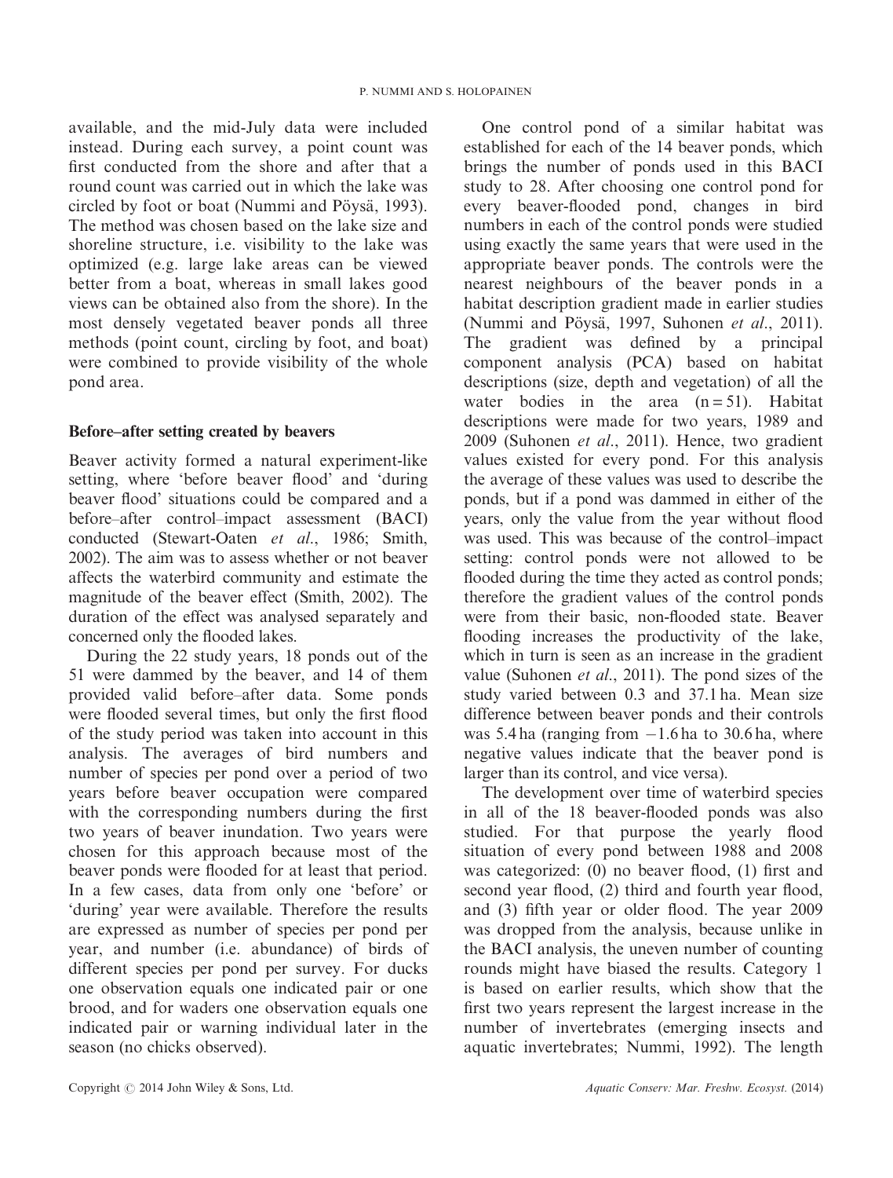available, and the mid-July data were included instead. During each survey, a point count was first conducted from the shore and after that a round count was carried out in which the lake was circled by foot or boat (Nummi and Pöysä, 1993). The method was chosen based on the lake size and shoreline structure, i.e. visibility to the lake was optimized (e.g. large lake areas can be viewed better from a boat, whereas in small lakes good views can be obtained also from the shore). In the most densely vegetated beaver ponds all three methods (point count, circling by foot, and boat) were combined to provide visibility of the whole pond area.

### Before–after setting created by beavers

Beaver activity formed a natural experiment-like setting, where 'before beaver flood' and 'during beaver flood' situations could be compared and a before–after control–impact assessment (BACI) conducted (Stewart-Oaten *et al.*, 1986; Smith, 2002). The aim was to assess whether or not beaver affects the waterbird community and estimate the magnitude of the beaver effect (Smith, 2002). The duration of the effect was analysed separately and concerned only the flooded lakes.

During the 22 study years, 18 ponds out of the 51 were dammed by the beaver, and 14 of them provided valid before–after data. Some ponds were flooded several times, but only the first flood of the study period was taken into account in this analysis. The averages of bird numbers and number of species per pond over a period of two years before beaver occupation were compared with the corresponding numbers during the first two years of beaver inundation. Two years were chosen for this approach because most of the beaver ponds were flooded for at least that period. In a few cases, data from only one 'before' or 'during' year were available. Therefore the results are expressed as number of species per pond per year, and number (i.e. abundance) of birds of different species per pond per survey. For ducks one observation equals one indicated pair or one brood, and for waders one observation equals one indicated pair or warning individual later in the season (no chicks observed).

One control pond of a similar habitat was established for each of the 14 beaver ponds, which brings the number of ponds used in this BACI study to 28. After choosing one control pond for every beaver-flooded pond, changes in bird numbers in each of the control ponds were studied using exactly the same years that were used in the appropriate beaver ponds. The controls were the nearest neighbours of the beaver ponds in a habitat description gradient made in earlier studies (Nummi and Pöysä, 1997, Suhonen *et al.*, 2011). The gradient was defined by a principal component analysis (PCA) based on habitat descriptions (size, depth and vegetation) of all the water bodies in the area ($n = 51$). Habitat descriptions were made for two years, 1989 and 2009 (Suhonen *et al.*, 2011). Hence, two gradient values existed for every pond. For this analysis the average of these values was used to describe the ponds, but if a pond was dammed in either of the years, only the value from the year without flood was used. This was because of the control–impact setting: control ponds were not allowed to be flooded during the time they acted as control ponds; therefore the gradient values of the control ponds were from their basic, non-flooded state. Beaver flooding increases the productivity of the lake, which in turn is seen as an increase in the gradient value (Suhonen *et al.*, 2011). The pond sizes of the study varied between 0.3 and 37.1 ha. Mean size difference between beaver ponds and their controls was 5.4 ha (ranging from −1.6 ha to 30.6 ha, where negative values indicate that the beaver pond is larger than its control, and vice versa).

The development over time of waterbird species in all of the 18 beaver-flooded ponds was also studied. For that purpose the yearly flood situation of every pond between 1988 and 2008 was categorized: (0) no beaver flood, (1) first and second year flood, (2) third and fourth year flood, and (3) fifth year or older flood. The year 2009 was dropped from the analysis, because unlike in the BACI analysis, the uneven number of counting rounds might have biased the results. Category 1 is based on earlier results, which show that the first two years represent the largest increase in the number of invertebrates (emerging insects and aquatic invertebrates; Nummi, 1992). The length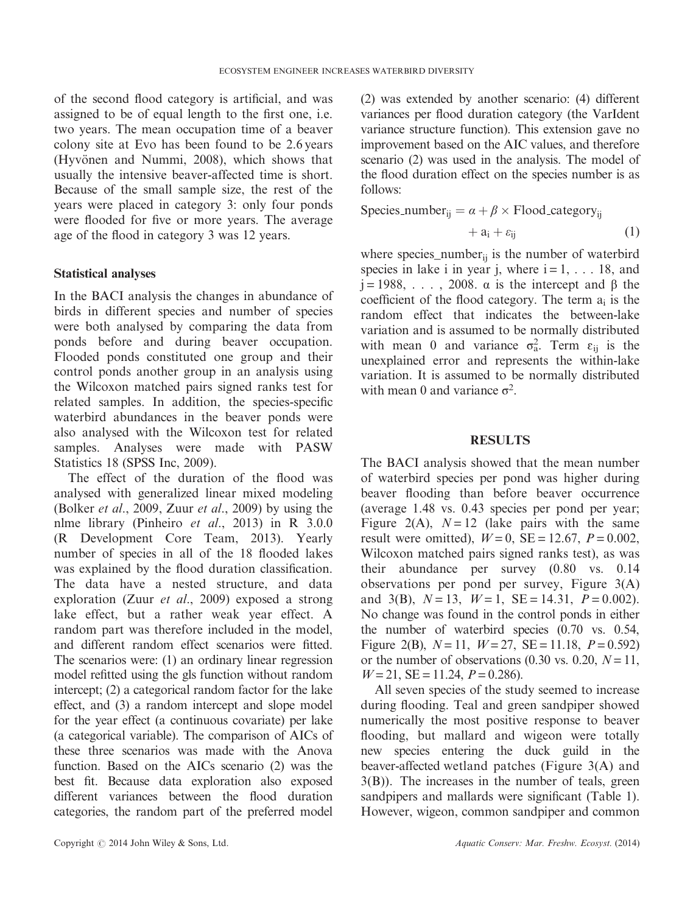of the second flood category is artificial, and was assigned to be of equal length to the first one, i.e. two years. The mean occupation time of a beaver colony site at Evo has been found to be 2.6 years (Hyvönen and Nummi, 2008), which shows that usually the intensive beaver-affected time is short. Because of the small sample size, the rest of the years were placed in category 3: only four ponds were flooded for five or more years. The average age of the flood in category 3 was 12 years.

### Statistical analyses

In the BACI analysis the changes in abundance of birds in different species and number of species were both analysed by comparing the data from ponds before and during beaver occupation. Flooded ponds constituted one group and their control ponds another group in an analysis using the Wilcoxon matched pairs signed ranks test for related samples. In addition, the species-specific waterbird abundances in the beaver ponds were also analysed with the Wilcoxon test for related samples. Analyses were made with PASW Statistics 18 (SPSS Inc, 2009).

The effect of the duration of the flood was analysed with generalized linear mixed modeling (Bolker *et al*., 2009, Zuur *et al*., 2009) by using the nlme library (Pinheiro *et al*., 2013) in R 3.0.0 (R Development Core Team, 2013). Yearly number of species in all of the 18 flooded lakes was explained by the flood duration classification. The data have a nested structure, and data exploration (Zuur *et al*., 2009) exposed a strong lake effect, but a rather weak year effect. A random part was therefore included in the model, and different random effect scenarios were fitted. The scenarios were: (1) an ordinary linear regression model refitted using the gls function without random intercept; (2) a categorical random factor for the lake effect, and (3) a random intercept and slope model for the year effect (a continuous covariate) per lake (a categorical variable). The comparison of AICs of these three scenarios was made with the Anova function. Based on the AICs scenario (2) was the best fit. Because data exploration also exposed different variances between the flood duration categories, the random part of the preferred model (2) was extended by another scenario: (4) different variances per flood duration category (the VarIdent variance structure function). This extension gave no improvement based on the AIC values, and therefore scenario (2) was used in the analysis. The model of the flood duration effect on the species number is as follows:

$$\text{Species\_number}_{ij} = \alpha + \beta \times \text{Flood\_category}_{ij} + a_i + \varepsilon_{ij} \quad (1)$$

where species_number$_{ij}$ is the number of waterbird species in lake i in year j, where $i = 1, \ldots 18$, and $j = 1988, \ldots, 2008$. $\alpha$ is the intercept and $\beta$ the coefficient of the flood category. The term $a_i$ is the random effect that indicates the between-lake variation and is assumed to be normally distributed with mean 0 and variance $\sigma_a^2$. Term $\varepsilon_{ij}$ is the unexplained error and represents the within-lake variation. It is assumed to be normally distributed with mean 0 and variance $\sigma^2$.

## RESULTS

The BACI analysis showed that the mean number of waterbird species per pond was higher during beaver flooding than before beaver occurrence (average 1.48 vs. 0.43 species per pond per year; Figure 2(A), $N = 12$ (lake pairs with the same result were omitted), $W = 0$, $SE = 12.67$, $P = 0.002$, Wilcoxon matched pairs signed ranks test), as was their abundance per survey (0.80 vs. 0.14 observations per pond per survey, Figure 3(A) and 3(B), $N = 13$, $W = 1$, $SE = 14.31$, $P = 0.002$). No change was found in the control ponds in either the number of waterbird species (0.70 vs. 0.54, Figure 2(B), $N = 11$, $W = 27$, $SE = 11.18$, $P = 0.592$) or the number of observations (0.30 vs. 0.20, $N = 11$, $W = 21$, $SE = 11.24$, $P = 0.286$).

All seven species of the study seemed to increase during flooding. Teal and green sandpiper showed numerically the most positive response to beaver flooding, but mallard and wigeon were totally new species entering the duck guild in the beaver-affected wetland patches (Figure 3(A) and 3(B)). The increases in the number of teals, green sandpipers and mallards were significant (Table 1). However, wigeon, common sandpiper and common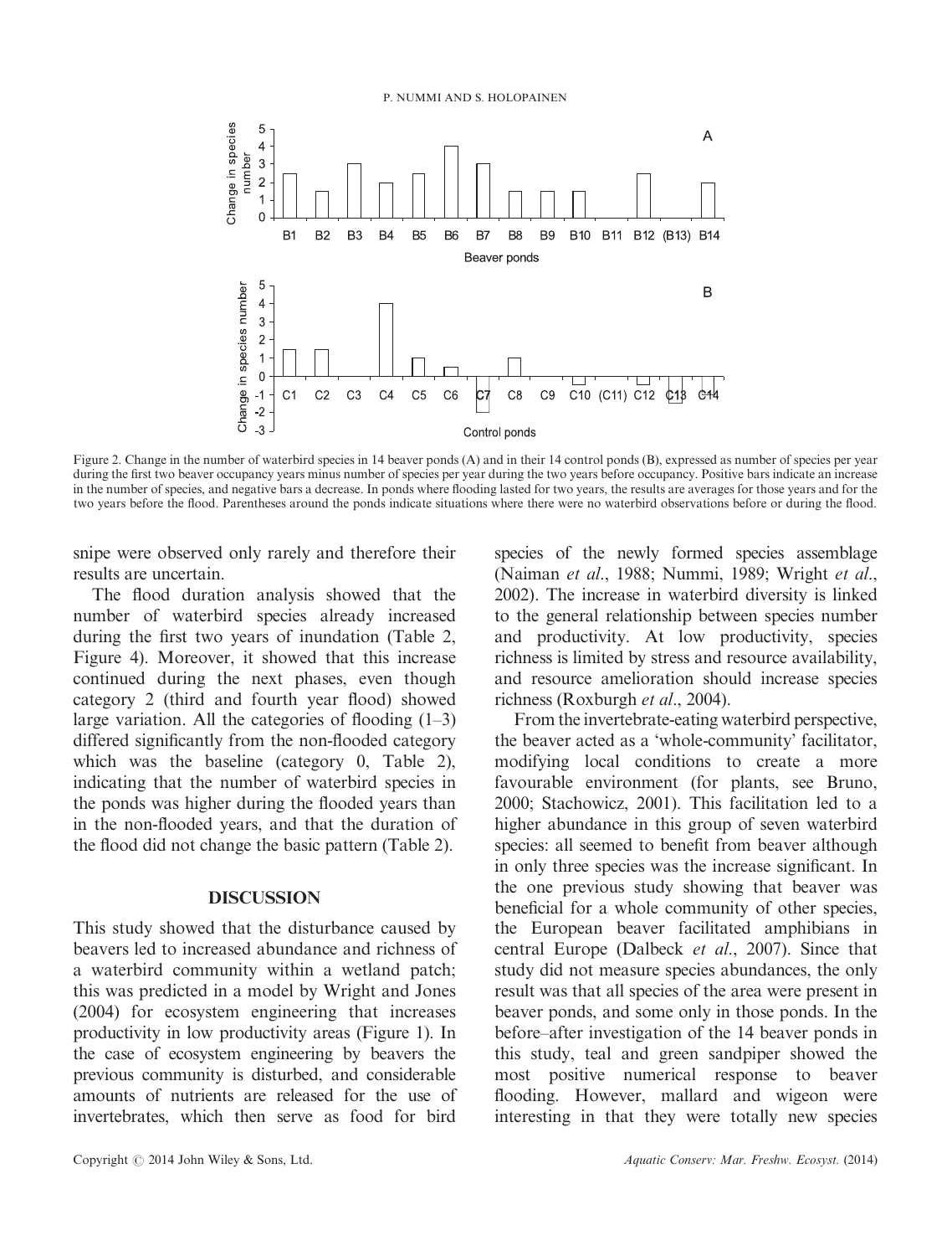Figure 2. Change in the number of waterbird species in 14 beaver ponds (A) and in their 14 control ponds (B), expressed as number of species per year during the first two beaver occupancy years minus number of species per year during the two years before occupancy. Positive bars indicate an increase in the number of species, and negative bars a decrease. In ponds where flooding lasted for two years, the results are averages for those years and for the two years before the flood. Parentheses around the ponds indicate situations where there were no waterbird observations before or during the flood.

snipe were observed only rarely and therefore their results are uncertain.

The flood duration analysis showed that the number of waterbird species already increased during the first two years of inundation (Table 2, Figure 4). Moreover, it showed that this increase continued during the next phases, even though category 2 (third and fourth year flood) showed large variation. All the categories of flooding (1–3) differed significantly from the non-flooded category which was the baseline (category 0, Table 2), indicating that the number of waterbird species in the ponds was higher during the flooded years than in the non-flooded years, and that the duration of the flood did not change the basic pattern (Table 2).

## DISCUSSION

This study showed that the disturbance caused by beavers led to increased abundance and richness of a waterbird community within a wetland patch; this was predicted in a model by Wright and Jones (2004) for ecosystem engineering that increases productivity in low productivity areas (Figure 1). In the case of ecosystem engineering by beavers the previous community is disturbed, and considerable amounts of nutrients are released for the use of invertebrates, which then serve as food for bird species of the newly formed species assemblage (Naiman *et al.*, 1988; Nummi, 1989; Wright *et al.*, 2002). The increase in waterbird diversity is linked to the general relationship between species number and productivity. At low productivity, species richness is limited by stress and resource availability, and resource amelioration should increase species richness (Roxburgh *et al.*, 2004).

From the invertebrate-eating waterbird perspective, the beaver acted as a 'whole-community' facilitator, modifying local conditions to create a more favourable environment (for plants, see Bruno, 2000; Stachowicz, 2001). This facilitation led to a higher abundance in this group of seven waterbird species: all seemed to benefit from beaver although in only three species was the increase significant. In the one previous study showing that beaver was beneficial for a whole community of other species, the European beaver facilitated amphibians in central Europe (Dalbeck *et al.*, 2007). Since that study did not measure species abundances, the only result was that all species of the area were present in beaver ponds, and some only in those ponds. In the before–after investigation of the 14 beaver ponds in this study, teal and green sandpiper showed the most positive numerical response to beaver flooding. However, mallard and wigeon were interesting in that they were totally new species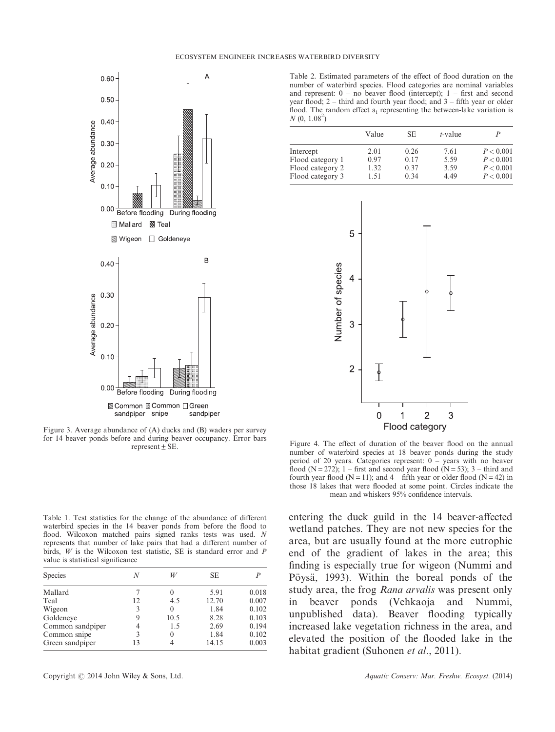Figure 3. Average abundance of (A) ducks and (B) waders per survey for 14 beaver ponds before and during beaver occupancy. Error bars represent ± SE.

Table 1. Test statistics for the change of the abundance of different waterbird species in the 14 beaver ponds from before the flood to flood. Wilcoxon matched pairs signed ranks tests was used. $N$ represents that number of lake pairs that had a different number of birds, $W$ is the Wilcoxon test statistic, SE is standard error and $P$ value is statistical significance

| Species | $N$ | $W$ | SE | $P$ |
|---|---|---|---|---|
| Mallard | 7 | 0 | 5.91 | 0.018 |
| Teal | 12 | 4.5 | 12.70 | 0.007 |
| Wigeon | 3 | 0 | 1.84 | 0.102 |
| Goldeneye | 9 | 10.5 | 8.28 | 0.103 |
| Common sandpiper | 4 | 1.5 | 2.69 | 0.194 |
| Common snipe | 3 | 0 | 1.84 | 0.102 |
| Green sandpiper | 13 | 4 | 14.15 | 0.003 |

Table 2. Estimated parameters of the effect of flood duration on the number of waterbird species. Flood categories are nominal variables and represent: 0 – no beaver flood (intercept); 1 – first and second year flood; 2 – third and fourth year flood; and 3 – fifth year or older flood. The random effect $a_i$ representing the between-lake variation is $N(0, 1.08^2)$

| | Value | SE | $t$-value | $P$ |
|---|---|---|---|---|
| Intercept | 2.01 | 0.26 | 7.61 | $P < 0.001$ |
| Flood category 1 | 0.97 | 0.17 | 5.59 | $P < 0.001$ |
| Flood category 2 | 1.32 | 0.37 | 3.59 | $P < 0.001$ |
| Flood category 3 | 1.51 | 0.34 | 4.49 | $P < 0.001$ |

Figure 4. The effect of duration of the beaver flood on the annual number of waterbird species at 18 beaver ponds during the study period of 20 years. Categories represent: 0 – years with no beaver flood (N = 272); 1 – first and second year flood (N = 53); 3 – third and fourth year flood (N = 11); and 4 – fifth year or older flood (N = 42) in those 18 lakes that were flooded at some point. Circles indicate the mean and whiskers 95% confidence intervals.

entering the duck guild in the 14 beaver-affected wetland patches. They are not new species for the area, but are usually found at the more eutrophic end of the gradient of lakes in the area; this finding is especially true for wigeon (Nummi and Pöysä, 1993). Within the boreal ponds of the study area, the frog *Rana arvalis* was present only in beaver ponds (Vehkaoja and Nummi, unpublished data). Beaver flooding typically increased lake vegetation richness in the area, and elevated the position of the flooded lake in the habitat gradient (Suhonen *et al*., 2011).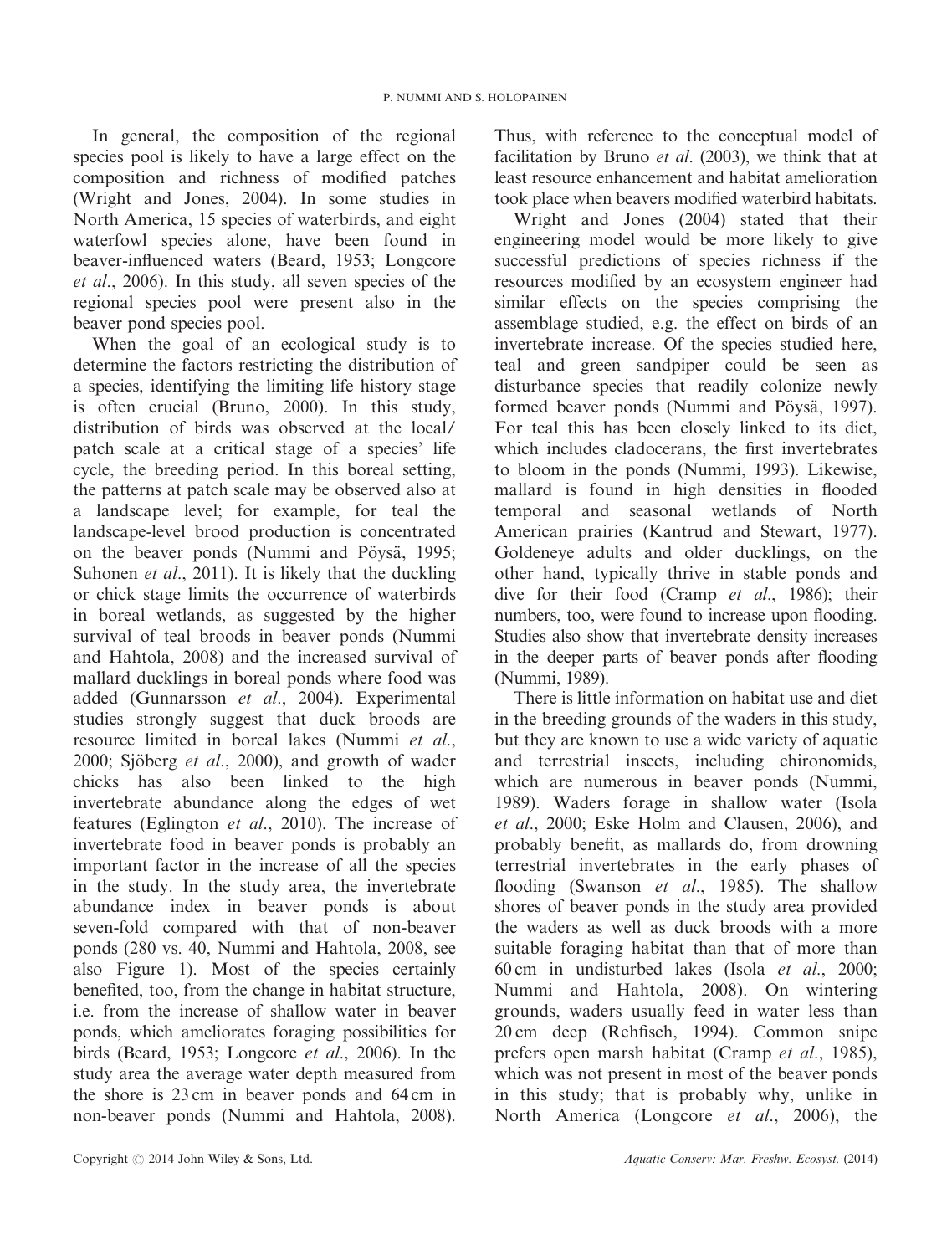In general, the composition of the regional species pool is likely to have a large effect on the composition and richness of modified patches (Wright and Jones, 2004). In some studies in North America, 15 species of waterbirds, and eight waterfowl species alone, have been found in beaver-influenced waters (Beard, 1953; Longcore *et al*., 2006). In this study, all seven species of the regional species pool were present also in the beaver pond species pool.

When the goal of an ecological study is to determine the factors restricting the distribution of a species, identifying the limiting life history stage is often crucial (Bruno, 2000). In this study, distribution of birds was observed at the local/patch scale at a critical stage of a species' life cycle, the breeding period. In this boreal setting, the patterns at patch scale may be observed also at a landscape level; for example, for teal the landscape-level brood production is concentrated on the beaver ponds (Nummi and Pöysä, 1995; Suhonen *et al*., 2011). It is likely that the duckling or chick stage limits the occurrence of waterbirds in boreal wetlands, as suggested by the higher survival of teal broods in beaver ponds (Nummi and Hahtola, 2008) and the increased survival of mallard ducklings in boreal ponds where food was added (Gunnarsson *et al*., 2004). Experimental studies strongly suggest that duck broods are resource limited in boreal lakes (Nummi *et al*., 2000; Sjöberg *et al*., 2000), and growth of wader chicks has also been linked to the high invertebrate abundance along the edges of wet features (Eglington *et al*., 2010). The increase of invertebrate food in beaver ponds is probably an important factor in the increase of all the species in the study. In the study area, the invertebrate abundance index in beaver ponds is about seven-fold compared with that of non-beaver ponds (280 vs. 40, Nummi and Hahtola, 2008, see also Figure 1). Most of the species certainly benefited, too, from the change in habitat structure, i.e. from the increase of shallow water in beaver ponds, which ameliorates foraging possibilities for birds (Beard, 1953; Longcore *et al*., 2006). In the study area the average water depth measured from the shore is 23 cm in beaver ponds and 64 cm in non-beaver ponds (Nummi and Hahtola, 2008). Thus, with reference to the conceptual model of facilitation by Bruno *et al*. (2003), we think that at least resource enhancement and habitat amelioration took place when beavers modified waterbird habitats.

Wright and Jones (2004) stated that their engineering model would be more likely to give successful predictions of species richness if the resources modified by an ecosystem engineer had similar effects on the species comprising the assemblage studied, e.g. the effect on birds of an invertebrate increase. Of the species studied here, teal and green sandpiper could be seen as disturbance species that readily colonize newly formed beaver ponds (Nummi and Pöysä, 1997). For teal this has been closely linked to its diet, which includes cladocerans, the first invertebrates to bloom in the ponds (Nummi, 1993). Likewise, mallard is found in high densities in flooded temporal and seasonal wetlands of North American prairies (Kantrud and Stewart, 1977). Goldeneye adults and older ducklings, on the other hand, typically thrive in stable ponds and dive for their food (Cramp *et al*., 1986); their numbers, too, were found to increase upon flooding. Studies also show that invertebrate density increases in the deeper parts of beaver ponds after flooding (Nummi, 1989).

There is little information on habitat use and diet in the breeding grounds of the waders in this study, but they are known to use a wide variety of aquatic and terrestrial insects, including chironomids, which are numerous in beaver ponds (Nummi, 1989). Waders forage in shallow water (Isola *et al*., 2000; Eske Holm and Clausen, 2006), and probably benefit, as mallards do, from drowning terrestrial invertebrates in the early phases of flooding (Swanson *et al*., 1985). The shallow shores of beaver ponds in the study area provided the waders as well as duck broods with a more suitable foraging habitat than that of more than 60 cm in undisturbed lakes (Isola *et al*., 2000; Nummi and Hahtola, 2008). On wintering grounds, waders usually feed in water less than 20 cm deep (Rehfisch, 1994). Common snipe prefers open marsh habitat (Cramp *et al*., 1985), which was not present in most of the beaver ponds in this study; that is probably why, unlike in North America (Longcore *et al*., 2006), the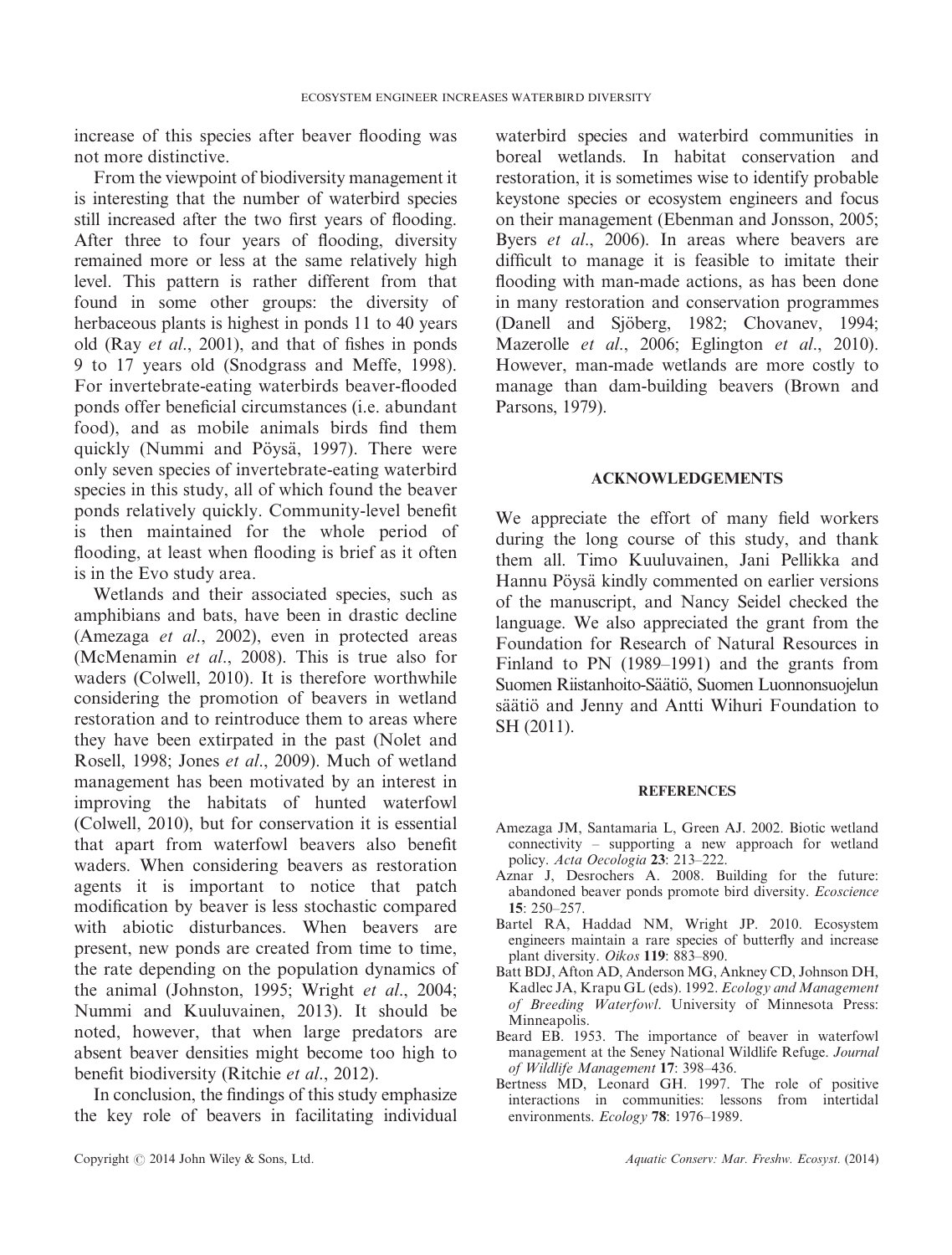increase of this species after beaver flooding was not more distinctive.

From the viewpoint of biodiversity management it is interesting that the number of waterbird species still increased after the two first years of flooding. After three to four years of flooding, diversity remained more or less at the same relatively high level. This pattern is rather different from that found in some other groups: the diversity of herbaceous plants is highest in ponds 11 to 40 years old (Ray *et al*., 2001), and that of fishes in ponds 9 to 17 years old (Snodgrass and Meffe, 1998). For invertebrate-eating waterbirds beaver-flooded ponds offer beneficial circumstances (i.e. abundant food), and as mobile animals birds find them quickly (Nummi and Pöysä, 1997). There were only seven species of invertebrate-eating waterbird species in this study, all of which found the beaver ponds relatively quickly. Community-level benefit is then maintained for the whole period of flooding, at least when flooding is brief as it often is in the Evo study area.

Wetlands and their associated species, such as amphibians and bats, have been in drastic decline (Amezaga *et al*., 2002), even in protected areas (McMenamin *et al*., 2008). This is true also for waders (Colwell, 2010). It is therefore worthwhile considering the promotion of beavers in wetland restoration and to reintroduce them to areas where they have been extirpated in the past (Nolet and Rosell, 1998; Jones *et al*., 2009). Much of wetland management has been motivated by an interest in improving the habitats of hunted waterfowl (Colwell, 2010), but for conservation it is essential that apart from waterfowl beavers also benefit waders. When considering beavers as restoration agents it is important to notice that patch modification by beaver is less stochastic compared with abiotic disturbances. When beavers are present, new ponds are created from time to time, the rate depending on the population dynamics of the animal (Johnston, 1995; Wright *et al*., 2004; Nummi and Kuuluvainen, 2013). It should be noted, however, that when large predators are absent beaver densities might become too high to benefit biodiversity (Ritchie *et al*., 2012).

In conclusion, the findings of this study emphasize the key role of beavers in facilitating individual waterbird species and waterbird communities in boreal wetlands. In habitat conservation and restoration, it is sometimes wise to identify probable keystone species or ecosystem engineers and focus on their management (Ebenman and Jonsson, 2005; Byers *et al*., 2006). In areas where beavers are difficult to manage it is feasible to imitate their flooding with man-made actions, as has been done in many restoration and conservation programmes (Danell and Sjöberg, 1982; Chovanev, 1994; Mazerolle *et al*., 2006; Eglington *et al*., 2010). However, man-made wetlands are more costly to manage than dam-building beavers (Brown and Parsons, 1979).

## ACKNOWLEDGEMENTS

We appreciate the effort of many field workers during the long course of this study, and thank them all. Timo Kuuluvainen, Jani Pellikka and Hannu Pöysä kindly commented on earlier versions of the manuscript, and Nancy Seidel checked the language. We also appreciated the grant from the Foundation for Research of Natural Resources in Finland to PN (1989–1991) and the grants from Suomen Riistanhoito-Säätiö, Suomen Luonnonsuojelun säätiö and Jenny and Antti Wihuri Foundation to SH (2011).

## REFERENCES

Amezaga JM, Santamaria L, Green AJ. 2002. Biotic wetland connectivity – supporting a new approach for wetland policy. *Acta Oecologia* **23**: 213–222.

Aznar J, Desrochers A. 2008. Building for the future: abandoned beaver ponds promote bird diversity. *Ecoscience* **15**: 250–257.

Bartel RA, Haddad NM, Wright JP. 2010. Ecosystem engineers maintain a rare species of butterfly and increase plant diversity. *Oikos* **119**: 883–890.

Batt BDJ, Afton AD, Anderson MG, Ankney CD, Johnson DH, Kadlec JA, Krapu GL (eds). 1992. *Ecology and Management of Breeding Waterfowl*. University of Minnesota Press: Minneapolis.

Beard EB. 1953. The importance of beaver in waterfowl management at the Seney National Wildlife Refuge. *Journal of Wildlife Management* **17**: 398–436.

Bertness MD, Leonard GH. 1997. The role of positive interactions in communities: lessons from intertidal environments. *Ecology* **78**: 1976–1989.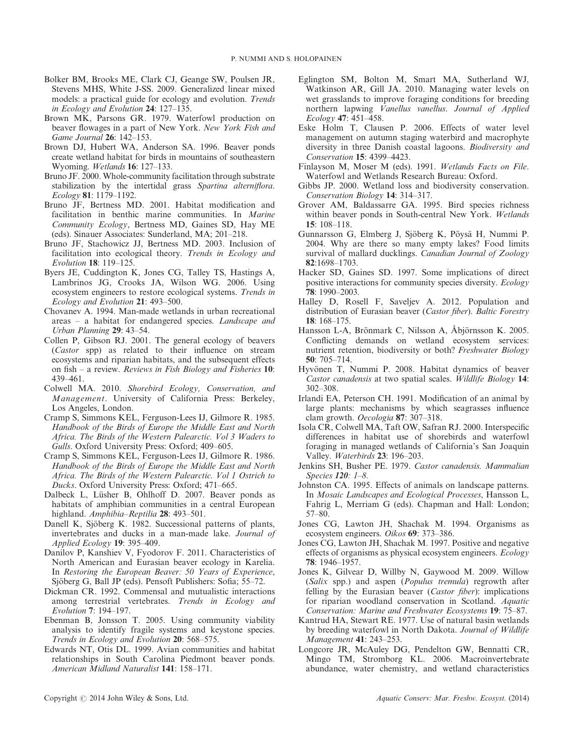Bolker BM, Brooks ME, Clark CJ, Geange SW, Poulsen JR, Stevens MHS, White J-SS. 2009. Generalized linear mixed models: a practical guide for ecology and evolution. *Trends in Ecology and Evolution* **24**: 127–135.

Brown MK, Parsons GR. 1979. Waterfowl production on beaver flowages in a part of New York. *New York Fish and Game Journal* **26**: 142–153.

Brown DJ, Hubert WA, Anderson SA. 1996. Beaver ponds create wetland habitat for birds in mountains of southeastern Wyoming. *Wetlands* **16**: 127–133.

Bruno JF. 2000. Whole-community facilitation through substrate stabilization by the intertidal grass *Spartina alterniflora*. *Ecology* **81**: 1179–1192.

Bruno JF, Bertness MD. 2001. Habitat modification and facilitation in benthic marine communities. In *Marine Community Ecology*, Bertness MD, Gaines SD, Hay ME (eds). Sinauer Associates: Sunderland, MA; 201–218.

Bruno JF, Stachowicz JJ, Bertness MD. 2003. Inclusion of facilitation into ecological theory. *Trends in Ecology and Evolution* **18**: 119–125.

Byers JE, Cuddington K, Jones CG, Talley TS, Hastings A, Lambrinos JG, Crooks JA, Wilson WG. 2006. Using ecosystem engineers to restore ecological systems. *Trends in Ecology and Evolution* **21**: 493–500.

Chovanev A. 1994. Man-made wetlands in urban recreational areas – a habitat for endangered species. *Landscape and Urban Planning* **29**: 43–54.

Collen P, Gibson RJ. 2001. The general ecology of beavers (*Castor* spp) as related to their influence on stream ecosystems and riparian habitats, and the subsequent effects on fish – a review. *Reviews in Fish Biology and Fisheries* **10**: 439–461.

Colwell MA. 2010. *Shorebird Ecology, Conservation, and Management*. University of California Press: Berkeley, Los Angeles, London.

Cramp S, Simmons KEL, Ferguson-Lees IJ, Gilmore R. 1985. *Handbook of the Birds of Europe the Middle East and North Africa. The Birds of the Western Palearctic. Vol 3 Waders to Gulls*. Oxford University Press: Oxford; 409–605.

Cramp S, Simmons KEL, Ferguson-Lees IJ, Gilmore R. 1986. *Handbook of the Birds of Europe the Middle East and North Africa. The Birds of the Western Palearctic. Vol 1 Ostrich to Ducks*. Oxford University Press: Oxford; 471–665.

Dalbeck L, Lüsher B, Ohlhoff D. 2007. Beaver ponds as habitats of amphibian communities in a central European highland. *Amphibia–Reptilia* **28**: 493–501.

Danell K, Sjöberg K. 1982. Successional patterns of plants, invertebrates and ducks in a man-made lake. *Journal of Applied Ecology* **19**: 395–409.

Danilov P, Kanshiev V, Fyodorov F. 2011. Characteristics of North American and Eurasian beaver ecology in Karelia. In *Restoring the European Beaver: 50 Years of Experience*, Sjöberg G, Ball JP (eds). Pensoft Publishers: Sofia; 55–72.

Dickman CR. 1992. Commensal and mutualistic interactions among terrestrial vertebrates. *Trends in Ecology and Evolution* **7**: 194–197.

Ebenman B, Jonsson T. 2005. Using community viability analysis to identify fragile systems and keystone species. *Trends in Ecology and Evolution* **20**: 568–575.

Edwards NT, Otis DL. 1999. Avian communities and habitat relationships in South Carolina Piedmont beaver ponds. *American Midland Naturalist* **141**: 158–171.

Eglington SM, Bolton M, Smart MA, Sutherland WJ, Watkinson AR, Gill JA. 2010. Managing water levels on wet grasslands to improve foraging conditions for breeding northern lapwing *Vanellus vanellus*. *Journal of Applied Ecology* **47**: 451–458.

Eske Holm T, Clausen P. 2006. Effects of water level management on autumn staging waterbird and macrophyte diversity in three Danish coastal lagoons. *Biodiversity and Conservation* **15**: 4399–4423.

Finlayson M, Moser M (eds). 1991. *Wetlands Facts on File*. Waterfowl and Wetlands Research Bureau: Oxford.

Gibbs JP. 2000. Wetland loss and biodiversity conservation. *Conservation Biology* **14**: 314–317.

Grover AM, Baldassarre GA. 1995. Bird species richness within beaver ponds in South-central New York. *Wetlands* **15**: 108–118.

Gunnarsson G, Elmberg J, Sjöberg K, Pöysä H, Nummi P. 2004. Why are there so many empty lakes? Food limits survival of mallard ducklings. *Canadian Journal of Zoology* **82**:1698–1703.

Hacker SD, Gaines SD. 1997. Some implications of direct positive interactions for community species diversity. *Ecology* **78**: 1990–2003.

Halley D, Rosell F, Saveljev A. 2012. Population and distribution of Eurasian beaver (*Castor fiber*). *Baltic Forestry* **18**: 168–175.

Hansson L-A, Brönmark C, Nilsson A, Åbjörnsson K. 2005. Conflicting demands on wetland ecosystem services: nutrient retention, biodiversity or both? *Freshwater Biology* **50**: 705–714.

Hyvönen T, Nummi P. 2008. Habitat dynamics of beaver *Castor canadensis* at two spatial scales. *Wildlife Biology* **14**: 302–308.

Irlandi EA, Peterson CH. 1991. Modification of an animal by large plants: mechanisms by which seagrasses influence clam growth. *Oecologia* **87**: 307–318.

Isola CR, Colwell MA, Taft OW, Safran RJ. 2000. Interspecific differences in habitat use of shorebirds and waterfowl foraging in managed wetlands of California's San Joaquin Valley. *Waterbirds* **23**: 196–203.

Jenkins SH, Busher PE. 1979. *Castor canadensis. Mammalian Species* **120**: 1–8.

Johnston CA. 1995. Effects of animals on landscape patterns. In *Mosaic Landscapes and Ecological Processes*, Hansson L, Fahrig L, Merriam G (eds). Chapman and Hall: London; 57–80.

Jones CG, Lawton JH, Shachak M. 1994. Organisms as ecosystem engineers. *Oikos* **69**: 373–386.

Jones CG, Lawton JH, Shachak M. 1997. Positive and negative effects of organisms as physical ecosystem engineers. *Ecology* **78**: 1946–1957.

Jones K, Gilvear D, Willby N, Gaywood M. 2009. Willow (*Salix* spp.) and aspen (*Populus tremula*) regrowth after felling by the Eurasian beaver (*Castor fiber*): implications for riparian woodland conservation in Scotland. *Aquatic Conservation: Marine and Freshwater Ecosystems* **19**: 75–87.

Kantrud HA, Stewart RE. 1977. Use of natural basin wetlands by breeding waterfowl in North Dakota. *Journal of Wildlife Management* **41**: 243–253.

Longcore JR, McAuley DG, Pendelton GW, Bennatti CR, Mingo TM, Stromborg KL. 2006. Macroinvertebrate abundance, water chemistry, and wetland characteristics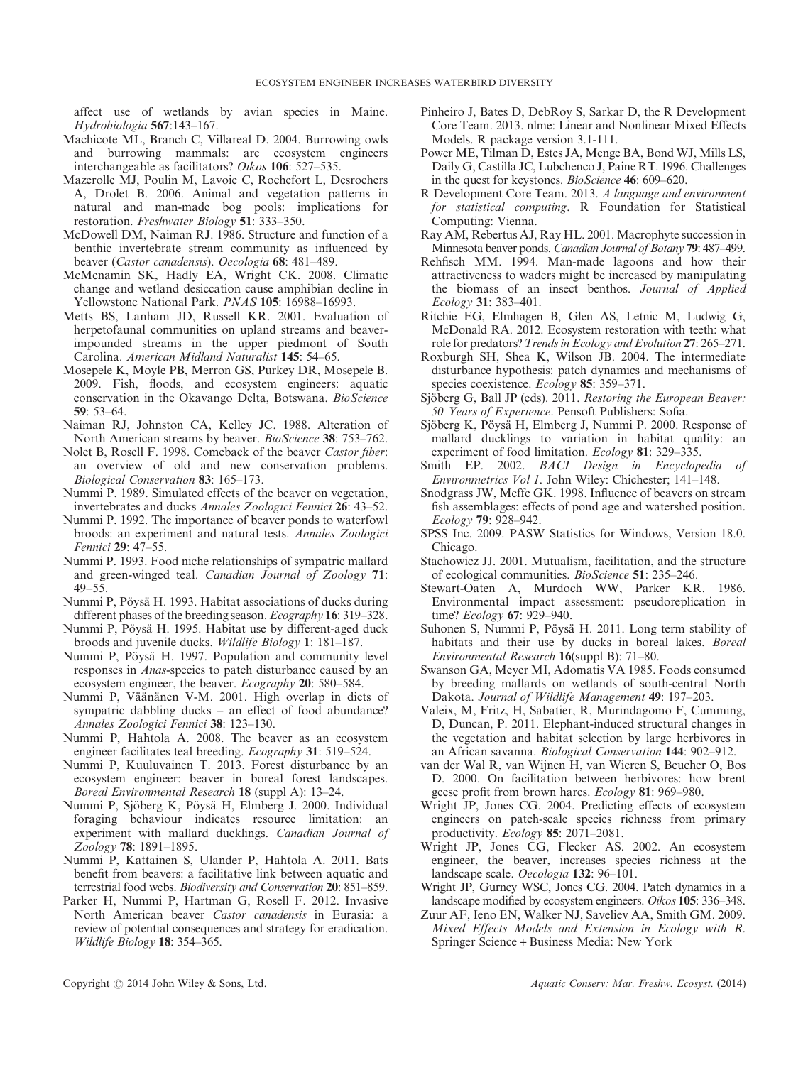affect use of wetlands by avian species in Maine. *Hydrobiologia* **567**:143–167.

Machicote ML, Branch C, Villareal D. 2004. Burrowing owls and burrowing mammals: are ecosystem engineers interchangeable as facilitators? *Oikos* **106**: 527–535.

Mazerolle MJ, Poulin M, Lavoie C, Rochefort L, Desrochers A, Drolet B. 2006. Animal and vegetation patterns in natural and man-made bog pools: implications for restoration. *Freshwater Biology* **51**: 333–350.

McDowell DM, Naiman RJ. 1986. Structure and function of a benthic invertebrate stream community as influenced by beaver (*Castor canadensis*). *Oecologia* **68**: 481–489.

McMenamin SK, Hadly EA, Wright CK. 2008. Climatic change and wetland desiccation cause amphibian decline in Yellowstone National Park. *PNAS* **105**: 16988–16993.

Metts BS, Lanham JD, Russell KR. 2001. Evaluation of herpetofaunal communities on upland streams and beaver-impounded streams in the upper piedmont of South Carolina. *American Midland Naturalist* **145**: 54–65.

Mosepele K, Moyle PB, Merron GS, Purkey DR, Mosepele B. 2009. Fish, floods, and ecosystem engineers: aquatic conservation in the Okavango Delta, Botswana. *BioScience* **59**: 53–64.

Naiman RJ, Johnston CA, Kelley JC. 1988. Alteration of North American streams by beaver. *BioScience* **38**: 753–762.

Nolet B, Rosell F. 1998. Comeback of the beaver *Castor fiber*: an overview of old and new conservation problems. *Biological Conservation* **83**: 165–173.

Nummi P. 1989. Simulated effects of the beaver on vegetation, invertebrates and ducks *Annales Zoologici Fennici* **26**: 43–52.

Nummi P. 1992. The importance of beaver ponds to waterfowl broods: an experiment and natural tests. *Annales Zoologici Fennici* **29**: 47–55.

Nummi P. 1993. Food niche relationships of sympatric mallard and green-winged teal. *Canadian Journal of Zoology* **71**: 49–55.

Nummi P, Pöysä H. 1993. Habitat associations of ducks during different phases of the breeding season. *Ecography* **16**: 319–328.

Nummi P, Pöysä H. 1995. Habitat use by different-aged duck broods and juvenile ducks. *Wildlife Biology* **1**: 181–187.

Nummi P, Pöysä H. 1997. Population and community level responses in *Anas*-species to patch disturbance caused by an ecosystem engineer, the beaver. *Ecography* **20**: 580–584.

Nummi P, Väänänen V-M. 2001. High overlap in diets of sympatric dabbling ducks – an effect of food abundance? *Annales Zoologici Fennici* **38**: 123–130.

Nummi P, Hahtola A. 2008. The beaver as an ecosystem engineer facilitates teal breeding. *Ecography* **31**: 519–524.

Nummi P, Kuuluvainen T. 2013. Forest disturbance by an ecosystem engineer: beaver in boreal forest landscapes. *Boreal Environmental Research* **18** (suppl A): 13–24.

Nummi P, Sjöberg K, Pöysä H, Elmberg J. 2000. Individual foraging behaviour indicates resource limitation: an experiment with mallard ducklings. *Canadian Journal of Zoology* **78**: 1891–1895.

Nummi P, Kattainen S, Ulander P, Hahtola A. 2011. Bats benefit from beavers: a facilitative link between aquatic and terrestrial food webs. *Biodiversity and Conservation* **20**: 851–859.

Parker H, Nummi P, Hartman G, Rosell F. 2012. Invasive North American beaver *Castor canadensis* in Eurasia: a review of potential consequences and strategy for eradication. *Wildlife Biology* **18**: 354–365.

Pinheiro J, Bates D, DebRoy S, Sarkar D, the R Development Core Team. 2013. nlme: Linear and Nonlinear Mixed Effects Models. R package version 3.1-111.

Power ME, Tilman D, Estes JA, Menge BA, Bond WJ, Mills LS, Daily G, Castilla JC, Lubchenco J, Paine RT. 1996. Challenges in the quest for keystones. *BioScience* **46**: 609–620.

R Development Core Team. 2013. *A language and environment for statistical computing*. R Foundation for Statistical Computing: Vienna.

Ray AM, Rebertus AJ, Ray HL. 2001. Macrophyte succession in Minnesota beaver ponds. *Canadian Journal of Botany* **79**: 487–499.

Rehfisch MM. 1994. Man-made lagoons and how their attractiveness to waders might be increased by manipulating the biomass of an insect benthos. *Journal of Applied Ecology* **31**: 383–401.

Ritchie EG, Elmhagen B, Glen AS, Letnic M, Ludwig G, McDonald RA. 2012. Ecosystem restoration with teeth: what role for predators? *Trends in Ecology and Evolution* **27**: 265–271.

Roxburgh SH, Shea K, Wilson JB. 2004. The intermediate disturbance hypothesis: patch dynamics and mechanisms of species coexistence. *Ecology* **85**: 359–371.

Sjöberg G, Ball JP (eds). 2011. *Restoring the European Beaver: 50 Years of Experience*. Pensoft Publishers: Sofia.

Sjöberg K, Pöysä H, Elmberg J, Nummi P. 2000. Response of mallard ducklings to variation in habitat quality: an experiment of food limitation. *Ecology* **81**: 329–335.

Smith EP. 2002. *BACI Design in Encyclopedia of Environmetrics Vol 1*. John Wiley: Chichester; 141–148.

Snodgrass JW, Meffe GK. 1998. Influence of beavers on stream fish assemblages: effects of pond age and watershed position. *Ecology* **79**: 928–942.

SPSS Inc. 2009. PASW Statistics for Windows, Version 18.0. Chicago.

Stachowicz JJ. 2001. Mutualism, facilitation, and the structure of ecological communities. *BioScience* **51**: 235–246.

Stewart-Oaten A, Murdoch WW, Parker KR. 1986. Environmental impact assessment: pseudoreplication in time? *Ecology* **67**: 929–940.

Suhonen S, Nummi P, Pöysä H. 2011. Long term stability of habitats and their use by ducks in boreal lakes. *Boreal Environmental Research* **16**(suppl B): 71–80.

Swanson GA, Meyer MI, Adomatis VA 1985. Foods consumed by breeding mallards on wetlands of south-central North Dakota. *Journal of Wildlife Management* **49**: 197–203.

Valeix, M, Fritz, H, Sabatier, R, Murindagomo F, Cumming, D, Duncan, P. 2011. Elephant-induced structural changes in the vegetation and habitat selection by large herbivores in an African savanna. *Biological Conservation* **144**: 902–912.

van der Wal R, van Wijnen H, van Wieren S, Beucher O, Bos D. 2000. On facilitation between herbivores: how brent geese profit from brown hares. *Ecology* **81**: 969–980.

Wright JP, Jones CG. 2004. Predicting effects of ecosystem engineers on patch-scale species richness from primary productivity. *Ecology* **85**: 2071–2081.

Wright JP, Jones CG, Flecker AS. 2002. An ecosystem engineer, the beaver, increases species richness at the landscape scale. *Oecologia* **132**: 96–101.

Wright JP, Gurney WSC, Jones CG. 2004. Patch dynamics in a landscape modified by ecosystem engineers. *Oikos* **105**: 336–348.

Zuur AF, Ieno EN, Walker NJ, Saveliev AA, Smith GM. 2009. *Mixed Effects Models and Extension in Ecology with R*. Springer Science + Business Media: New York